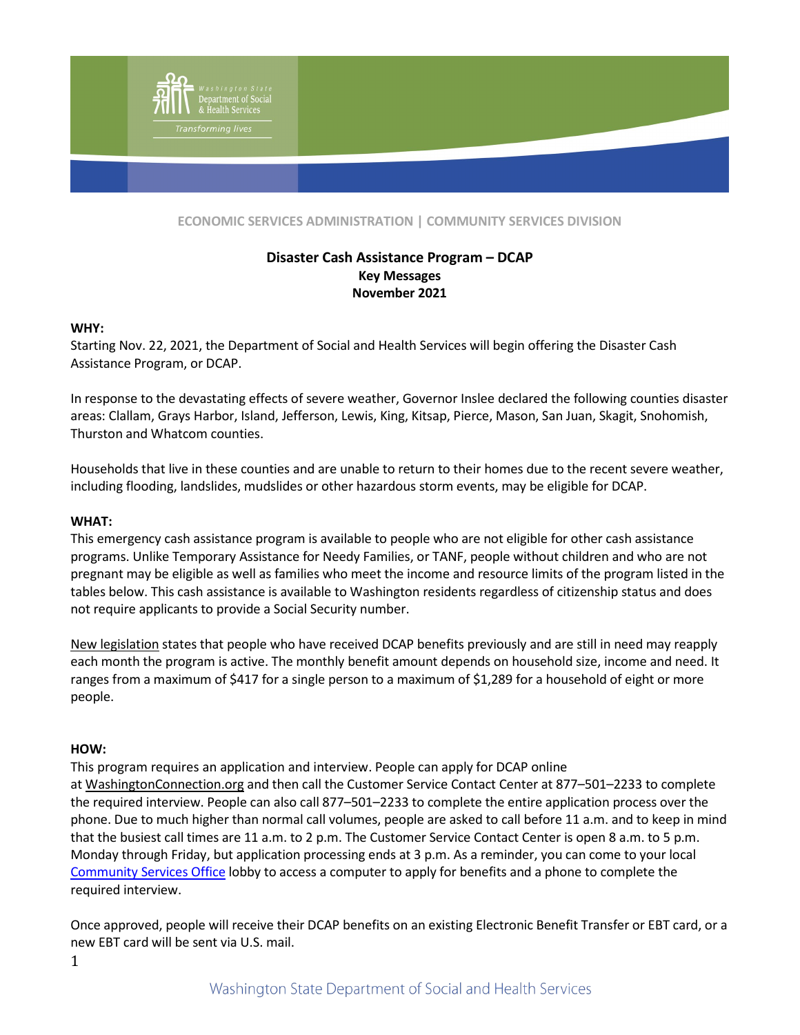ECONOMIC SERVICES ADMINISTRATION | COMMUNITY SERVICES DIVISION

# Disaster Cash Assistance Program – DCAP
## Key Messages
## November 2021

**WHY:**

Starting Nov. 22, 2021, the Department of Social and Health Services will begin offering the Disaster Cash Assistance Program, or DCAP.

In response to the devastating effects of severe weather, Governor Inslee declared the following counties disaster areas: Clallam, Grays Harbor, Island, Jefferson, Lewis, King, Kitsap, Pierce, Mason, San Juan, Skagit, Snohomish, Thurston and Whatcom counties.

Households that live in these counties and are unable to return to their homes due to the recent severe weather, including flooding, landslides, mudslides or other hazardous storm events, may be eligible for DCAP.

**WHAT:**

This emergency cash assistance program is available to people who are not eligible for other cash assistance programs. Unlike Temporary Assistance for Needy Families, or TANF, people without children and who are not pregnant may be eligible as well as families who meet the income and resource limits of the program listed in the tables below. This cash assistance is available to Washington residents regardless of citizenship status and does not require applicants to provide a Social Security number.

New legislation states that people who have received DCAP benefits previously and are still in need may reapply each month the program is active. The monthly benefit amount depends on household size, income and need. It ranges from a maximum of $417 for a single person to a maximum of $1,289 for a household of eight or more people.

**HOW:**

This program requires an application and interview. People can apply for DCAP online at WashingtonConnection.org and then call the Customer Service Contact Center at 877–501–2233 to complete the required interview. People can also call 877–501–2233 to complete the entire application process over the phone. Due to much higher than normal call volumes, people are asked to call before 11 a.m. and to keep in mind that the busiest call times are 11 a.m. to 2 p.m. The Customer Service Contact Center is open 8 a.m. to 5 p.m. Monday through Friday, but application processing ends at 3 p.m. As a reminder, you can come to your local Community Services Office lobby to access a computer to apply for benefits and a phone to complete the required interview.

Once approved, people will receive their DCAP benefits on an existing Electronic Benefit Transfer or EBT card, or a new EBT card will be sent via U.S. mail.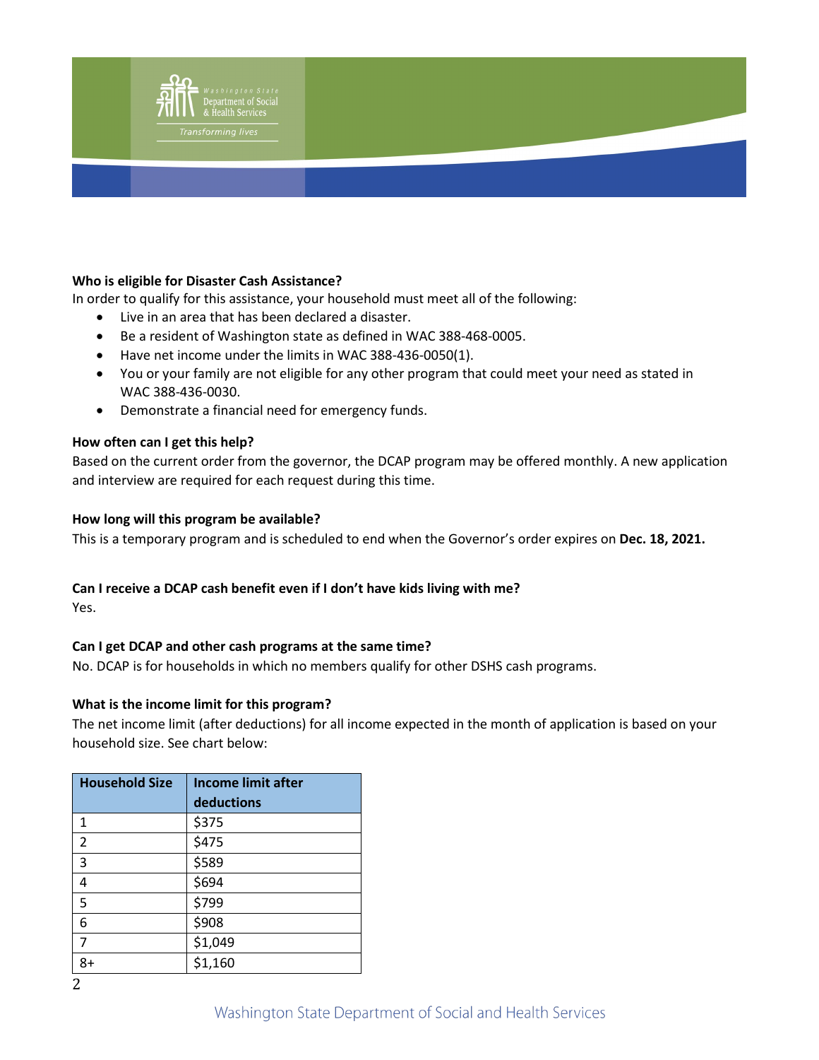**Who is eligible for Disaster Cash Assistance?**

In order to qualify for this assistance, your household must meet all of the following:

- Live in an area that has been declared a disaster.
- Be a resident of Washington state as defined in WAC 388-468-0005.
- Have net income under the limits in WAC 388-436-0050(1).
- You or your family are not eligible for any other program that could meet your need as stated in WAC 388-436-0030.
- Demonstrate a financial need for emergency funds.

**How often can I get this help?**

Based on the current order from the governor, the DCAP program may be offered monthly. A new application and interview are required for each request during this time.

**How long will this program be available?**

This is a temporary program and is scheduled to end when the Governor's order expires on **Dec. 18, 2021.**

**Can I receive a DCAP cash benefit even if I don't have kids living with me?**

Yes.

**Can I get DCAP and other cash programs at the same time?**

No. DCAP is for households in which no members qualify for other DSHS cash programs.

**What is the income limit for this program?**

The net income limit (after deductions) for all income expected in the month of application is based on your household size. See chart below:

| Household Size | Income limit after deductions |
|---|---|
| 1 | $375 |
| 2 | $475 |
| 3 | $589 |
| 4 | $694 |
| 5 | $799 |
| 6 | $908 |
| 7 | $1,049 |
| 8+ | $1,160 |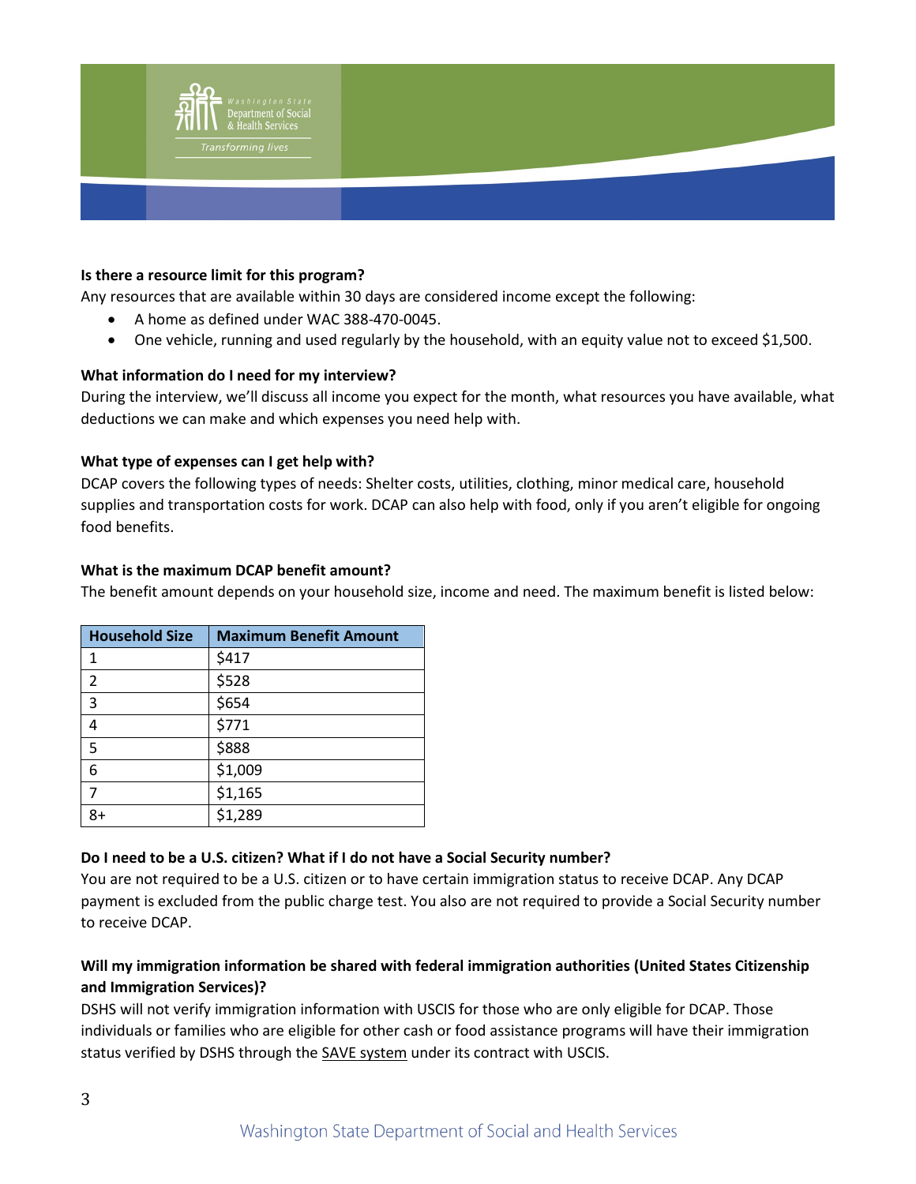**Is there a resource limit for this program?**

Any resources that are available within 30 days are considered income except the following:

- A home as defined under WAC 388-470-0045.
- One vehicle, running and used regularly by the household, with an equity value not to exceed $1,500.

**What information do I need for my interview?**

During the interview, we'll discuss all income you expect for the month, what resources you have available, what deductions we can make and which expenses you need help with.

**What type of expenses can I get help with?**

DCAP covers the following types of needs: Shelter costs, utilities, clothing, minor medical care, household supplies and transportation costs for work. DCAP can also help with food, only if you aren't eligible for ongoing food benefits.

**What is the maximum DCAP benefit amount?**

The benefit amount depends on your household size, income and need. The maximum benefit is listed below:

| Household Size | Maximum Benefit Amount |
|---|---|
| 1 | $417 |
| 2 | $528 |
| 3 | $654 |
| 4 | $771 |
| 5 | $888 |
| 6 | $1,009 |
| 7 | $1,165 |
| 8+ | $1,289 |

**Do I need to be a U.S. citizen? What if I do not have a Social Security number?**

You are not required to be a U.S. citizen or to have certain immigration status to receive DCAP. Any DCAP payment is excluded from the public charge test. You also are not required to provide a Social Security number to receive DCAP.

**Will my immigration information be shared with federal immigration authorities (United States Citizenship and Immigration Services)?**

DSHS will not verify immigration information with USCIS for those who are only eligible for DCAP. Those individuals or families who are eligible for other cash or food assistance programs will have their immigration status verified by DSHS through the SAVE system under its contract with USCIS.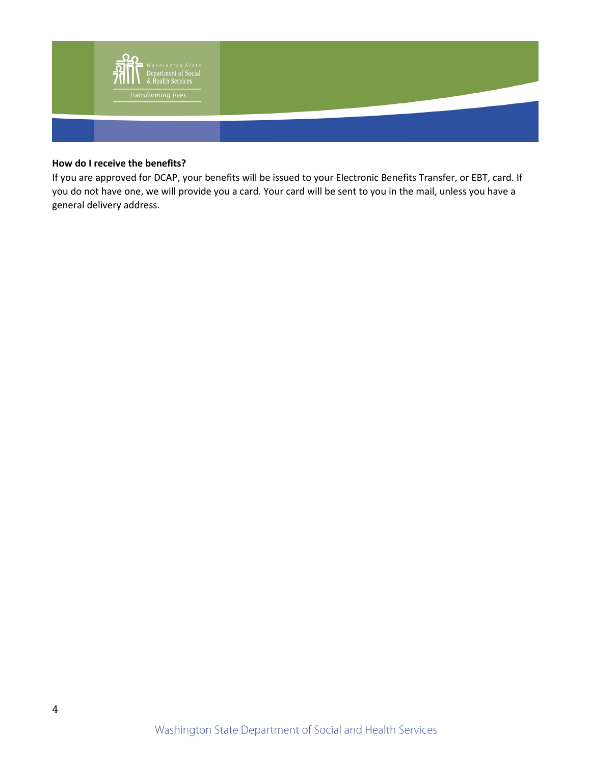**How do I receive the benefits?**

If you are approved for DCAP, your benefits will be issued to your Electronic Benefits Transfer, or EBT, card. If you do not have one, we will provide you a card. Your card will be sent to you in the mail, unless you have a general delivery address.